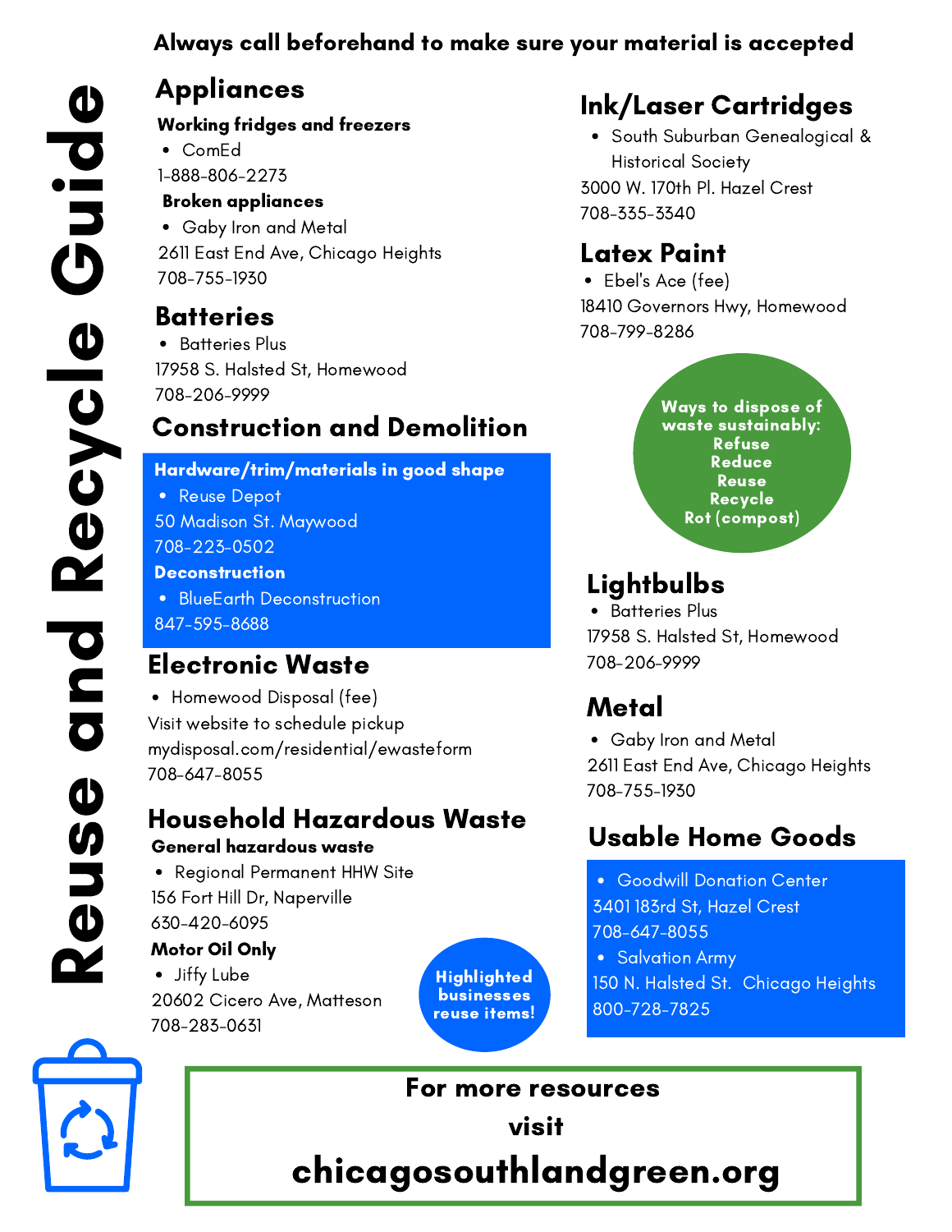// Document: 234d4ec142ae (page 1)
# Reuse and Recycle Guide

**Always call beforehand to make sure your material is accepted**

## Appliances

**Working fridges and freezers**

- ComEd

1-888-806-2273

**Broken appliances**

- Gaby Iron and Metal

2611 East End Ave, Chicago Heights
708-755-1930

## Batteries

- Batteries Plus

17958 S. Halsted St, Homewood
708-206-9999

## Construction and Demolition

**Hardware/trim/materials in good shape**

- Reuse Depot

50 Madison St. Maywood
708-223-0502

**Deconstruction**

- BlueEarth Deconstruction

847-595-8688

## Electronic Waste

- Homewood Disposal (fee)

Visit website to schedule pickup
mydisposal.com/residential/ewasteform
708-647-8055

## Household Hazardous Waste

**General hazardous waste**

- Regional Permanent HHW Site

156 Fort Hill Dr, Naperville
630-420-6095

**Motor Oil Only**

- Jiffy Lube

20602 Cicero Ave, Matteson
708-283-0631

**Highlighted businesses reuse items!**

## Ink/Laser Cartridges

- South Suburban Genealogical & Historical Society

3000 W. 170th Pl. Hazel Crest
708-335-3340

## Latex Paint

- Ebel's Ace (fee)

18410 Governors Hwy, Homewood
708-799-8286

**Ways to dispose of waste sustainably:**
**Refuse**
**Reduce**
**Reuse**
**Recycle**
**Rot (compost)**

## Lightbulbs

- Batteries Plus

17958 S. Halsted St, Homewood
708-206-9999

## Metal

- Gaby Iron and Metal

2611 East End Ave, Chicago Heights
708-755-1930

## Usable Home Goods

- Goodwill Donation Center

3401 183rd St, Hazel Crest
708-647-8055

- Salvation Army

150 N. Halsted St. Chicago Heights
800-728-7825

**For more resources visit**

**chicagosouthlandgreen.org**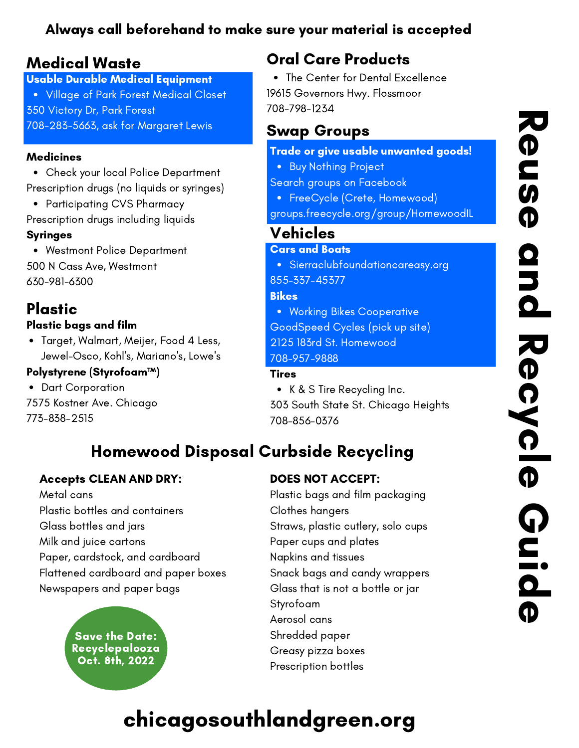# Reuse and Recycle Guide

**Always call beforehand to make sure your material is accepted**

## Medical Waste

**Usable Durable Medical Equipment**

- Village of Park Forest Medical Closet

350 Victory Dr, Park Forest
708-283-5663, ask for Margaret Lewis

**Medicines**

- Check your local Police Department

Prescription drugs (no liquids or syringes)

- Participating CVS Pharmacy

Prescription drugs including liquids

**Syringes**

- Westmont Police Department

500 N Cass Ave, Westmont
630-981-6300

## Plastic

**Plastic bags and film**

- Target, Walmart, Meijer, Food 4 Less, Jewel-Osco, Kohl's, Mariano's, Lowe's

**Polystyrene (Styrofoam™)**

- Dart Corporation

7575 Kostner Ave. Chicago
773-838-2515

## Oral Care Products

- The Center for Dental Excellence

19615 Governors Hwy. Flossmoor
708-798-1234

## Swap Groups

**Trade or give usable unwanted goods!**

- Buy Nothing Project

Search groups on Facebook

- FreeCycle (Crete, Homewood)

groups.freecycle.org/group/HomewoodIL

## Vehicles

**Cars and Boats**

- Sierraclubfoundationcareasy.org

855-337-45377

**Bikes**

- Working Bikes Cooperative

GoodSpeed Cycles (pick up site)
2125 183rd St. Homewood
708-957-9888

**Tires**

- K & S Tire Recycling Inc.

303 South State St. Chicago Heights
708-856-0376

## Homewood Disposal Curbside Recycling

**Accepts CLEAN AND DRY:**

Metal cans
Plastic bottles and containers
Glass bottles and jars
Milk and juice cartons
Paper, cardstock, and cardboard
Flattened cardboard and paper boxes
Newspapers and paper bags

**DOES NOT ACCEPT:**

Plastic bags and film packaging
Clothes hangers
Straws, plastic cutlery, solo cups
Paper cups and plates
Napkins and tissues
Snack bags and candy wrappers
Glass that is not a bottle or jar
Styrofoam
Aerosol cans
Shredded paper
Greasy pizza boxes
Prescription bottles

**Save the Date: Recyclepalooza Oct. 8th, 2022**

**chicagosouthlandgreen.org**